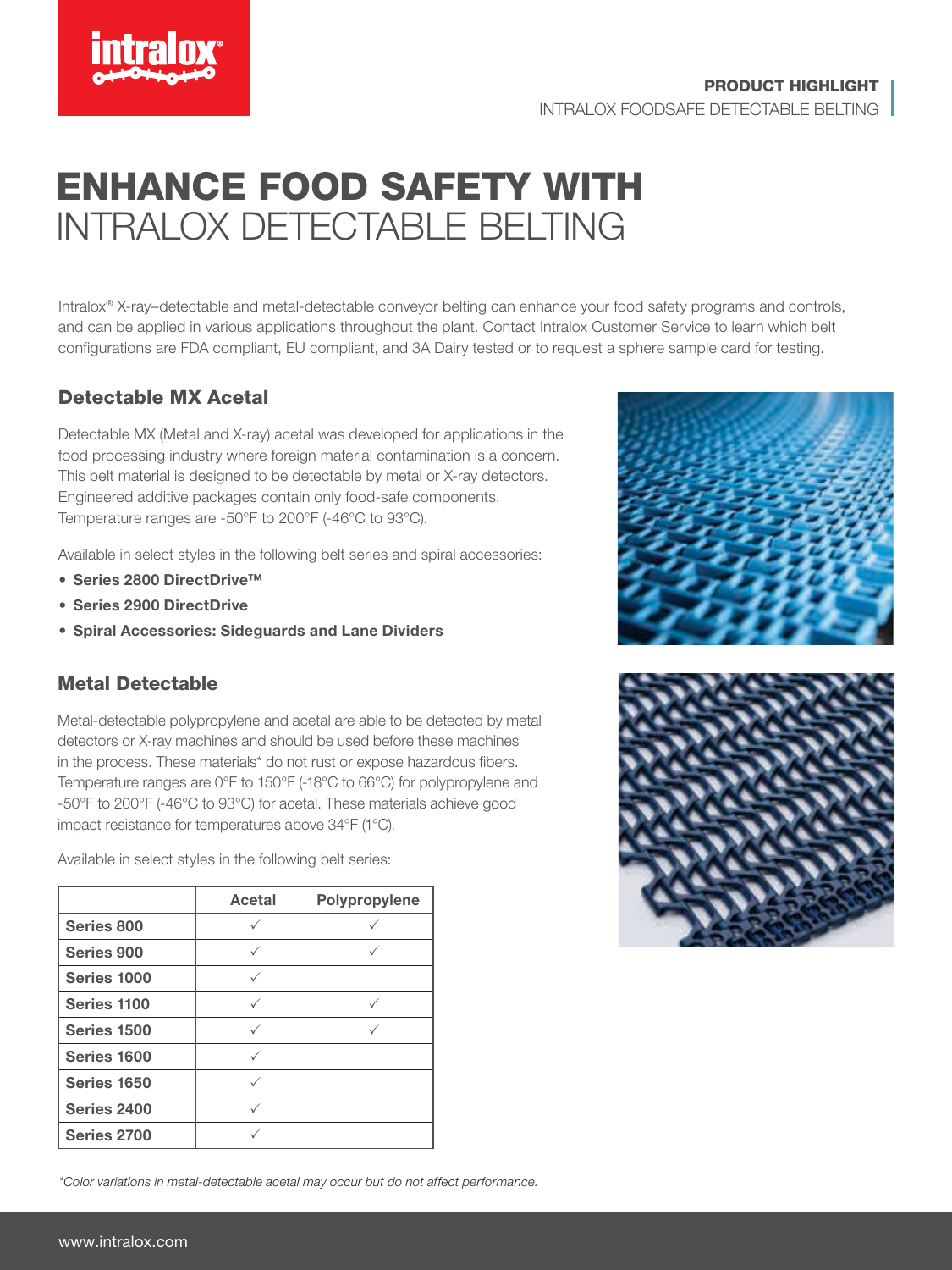PRODUCT HIGHLIGHT
INTRALOX FOODSAFE DETECTABLE BELTING

# ENHANCE FOOD SAFETY WITH INTRALOX DETECTABLE BELTING

Intralox® X-ray–detectable and metal-detectable conveyor belting can enhance your food safety programs and controls, and can be applied in various applications throughout the plant. Contact Intralox Customer Service to learn which belt configurations are FDA compliant, EU compliant, and 3A Dairy tested or to request a sphere sample card for testing.

## Detectable MX Acetal

Detectable MX (Metal and X-ray) acetal was developed for applications in the food processing industry where foreign material contamination is a concern. This belt material is designed to be detectable by metal or X-ray detectors. Engineered additive packages contain only food-safe components. Temperature ranges are -50°F to 200°F (-46°C to 93°C).

Available in select styles in the following belt series and spiral accessories:

- **Series 2800 DirectDrive™**
- **Series 2900 DirectDrive**
- **Spiral Accessories: Sideguards and Lane Dividers**

## Metal Detectable

Metal-detectable polypropylene and acetal are able to be detected by metal detectors or X-ray machines and should be used before these machines in the process. These materials* do not rust or expose hazardous fibers. Temperature ranges are 0°F to 150°F (-18°C to 66°C) for polypropylene and -50°F to 200°F (-46°C to 93°C) for acetal. These materials achieve good impact resistance for temperatures above 34°F (1°C).

Available in select styles in the following belt series:

| | Acetal | Polypropylene |
|---|---|---|
| **Series 800** | ✓ | ✓ |
| **Series 900** | ✓ | ✓ |
| **Series 1000** | ✓ | |
| **Series 1100** | ✓ | ✓ |
| **Series 1500** | ✓ | ✓ |
| **Series 1600** | ✓ | |
| **Series 1650** | ✓ | |
| **Series 2400** | ✓ | |
| **Series 2700** | ✓ | |

*\*Color variations in metal-detectable acetal may occur but do not affect performance.*

www.intralox.com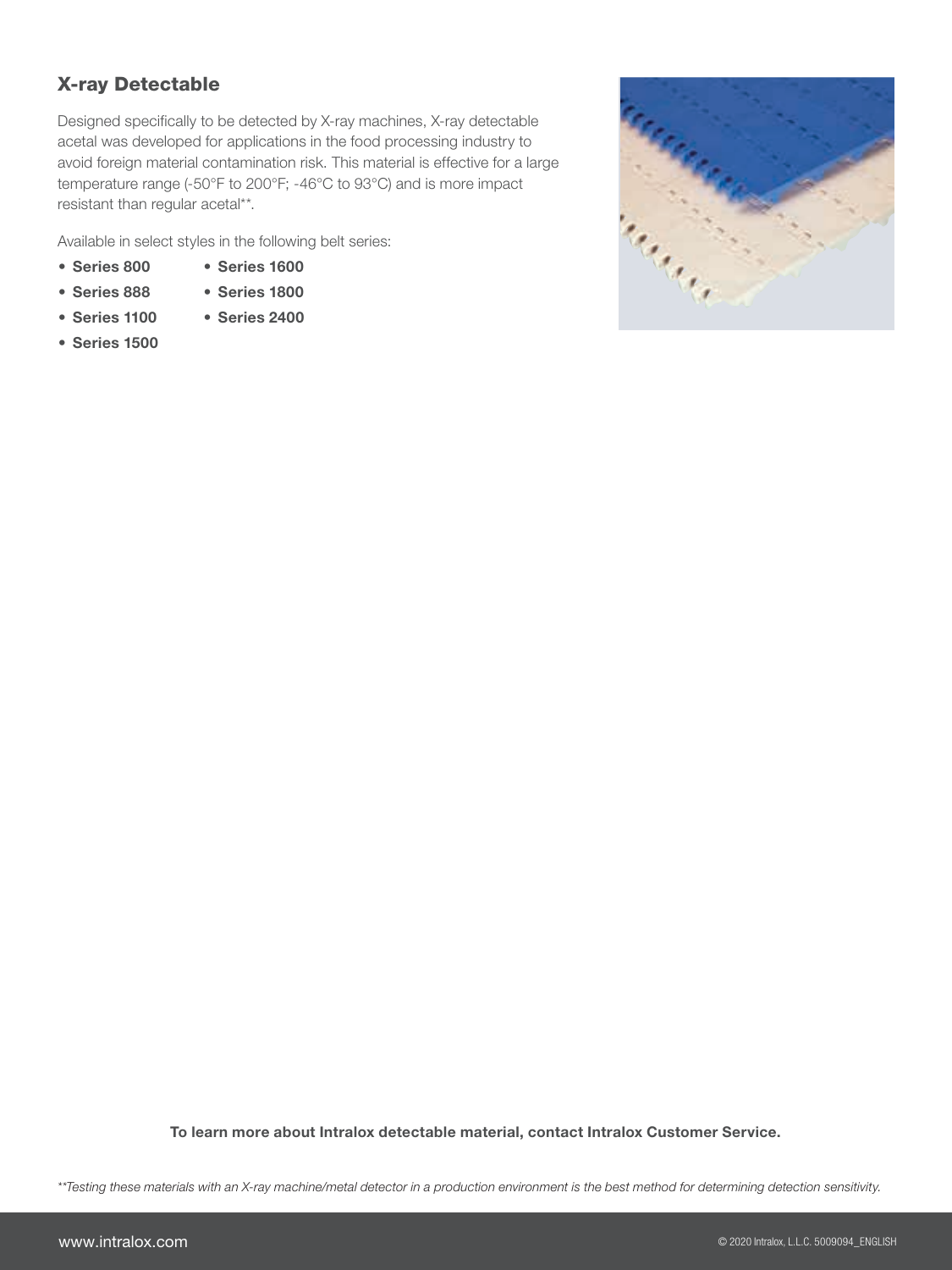## X-ray Detectable

Designed specifically to be detected by X-ray machines, X-ray detectable acetal was developed for applications in the food processing industry to avoid foreign material contamination risk. This material is effective for a large temperature range (-50°F to 200°F; -46°C to 93°C) and is more impact resistant than regular acetal**.

Available in select styles in the following belt series:

- **Series 800**
- **Series 888**
- **Series 1100**
- **Series 1500**
- **Series 1600**
- **Series 1800**
- **Series 2400**

**To learn more about Intralox detectable material, contact Intralox Customer Service.**

*\*\*Testing these materials with an X-ray machine/metal detector in a production environment is the best method for determining detection sensitivity.*